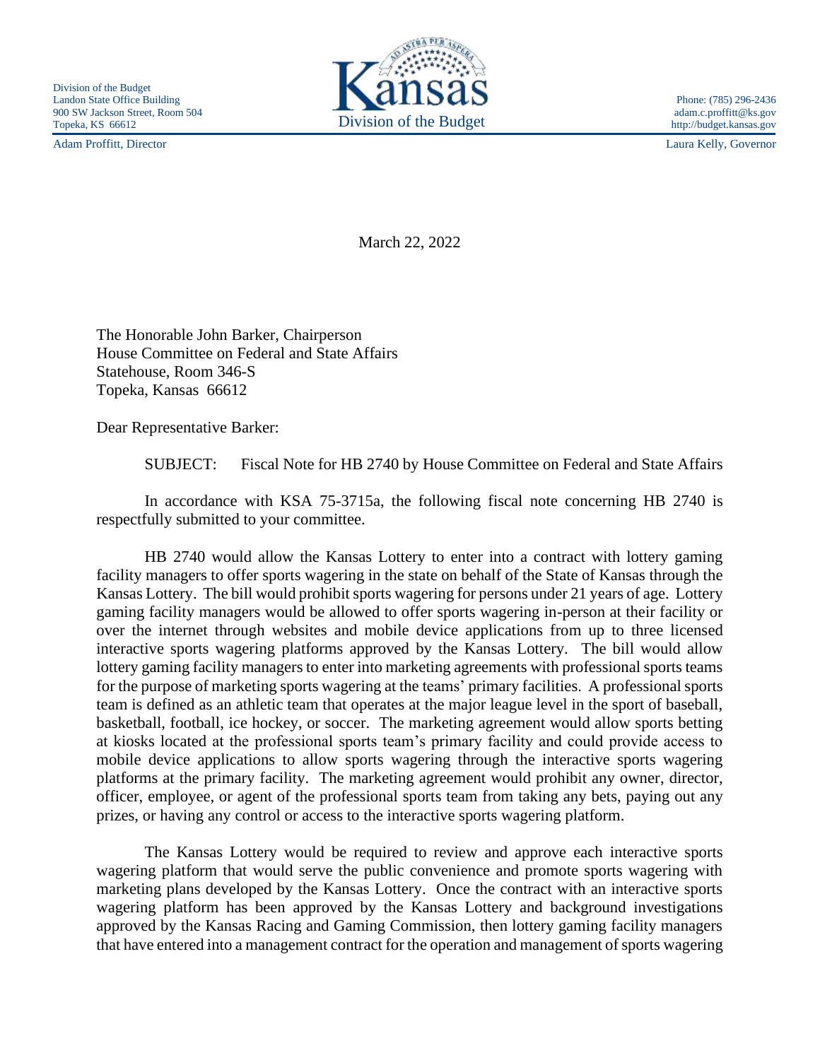Division of the Budget
Landon State Office Building
900 SW Jackson Street, Room 504
Topeka, KS 66612

Kansas
Division of the Budget

Phone: (785) 296-2436
adam.c.proffitt@ks.gov
http://budget.kansas.gov

Adam Proffitt, Director

Laura Kelly, Governor

March 22, 2022

The Honorable John Barker, Chairperson
House Committee on Federal and State Affairs
Statehouse, Room 346-S
Topeka, Kansas 66612

Dear Representative Barker:

SUBJECT: Fiscal Note for HB 2740 by House Committee on Federal and State Affairs

In accordance with KSA 75-3715a, the following fiscal note concerning HB 2740 is respectfully submitted to your committee.

HB 2740 would allow the Kansas Lottery to enter into a contract with lottery gaming facility managers to offer sports wagering in the state on behalf of the State of Kansas through the Kansas Lottery. The bill would prohibit sports wagering for persons under 21 years of age. Lottery gaming facility managers would be allowed to offer sports wagering in-person at their facility or over the internet through websites and mobile device applications from up to three licensed interactive sports wagering platforms approved by the Kansas Lottery. The bill would allow lottery gaming facility managers to enter into marketing agreements with professional sports teams for the purpose of marketing sports wagering at the teams' primary facilities. A professional sports team is defined as an athletic team that operates at the major league level in the sport of baseball, basketball, football, ice hockey, or soccer. The marketing agreement would allow sports betting at kiosks located at the professional sports team's primary facility and could provide access to mobile device applications to allow sports wagering through the interactive sports wagering platforms at the primary facility. The marketing agreement would prohibit any owner, director, officer, employee, or agent of the professional sports team from taking any bets, paying out any prizes, or having any control or access to the interactive sports wagering platform.

The Kansas Lottery would be required to review and approve each interactive sports wagering platform that would serve the public convenience and promote sports wagering with marketing plans developed by the Kansas Lottery. Once the contract with an interactive sports wagering platform has been approved by the Kansas Lottery and background investigations approved by the Kansas Racing and Gaming Commission, then lottery gaming facility managers that have entered into a management contract for the operation and management of sports wagering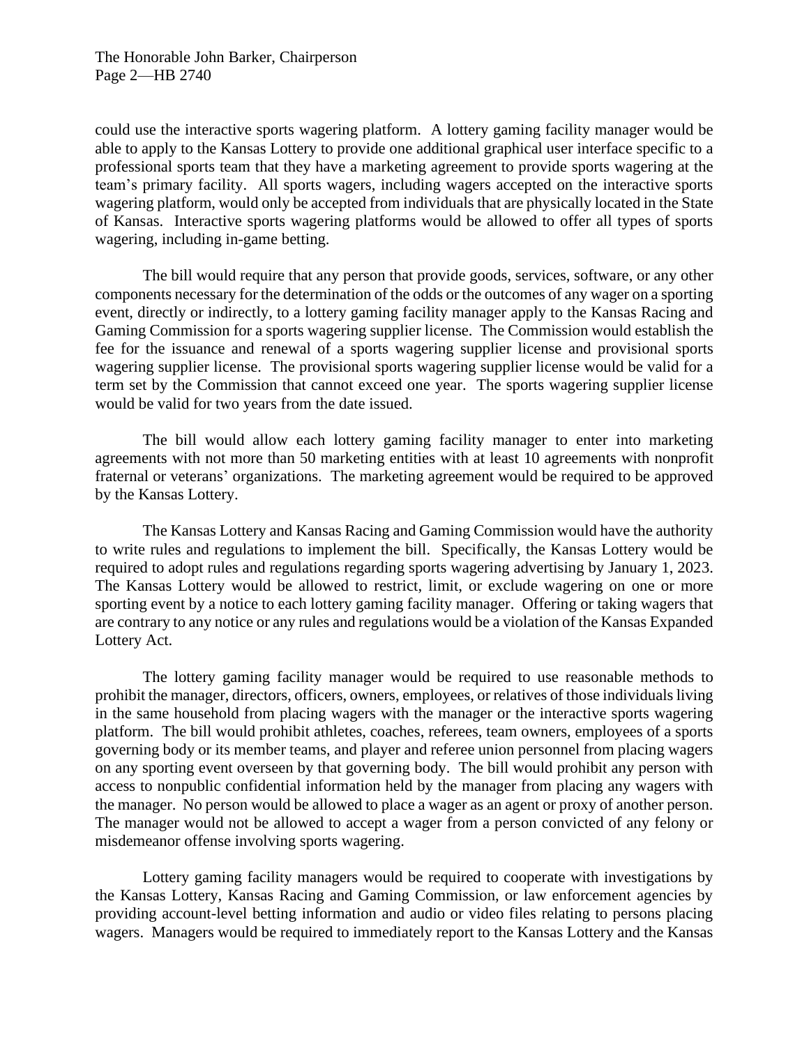could use the interactive sports wagering platform. A lottery gaming facility manager would be able to apply to the Kansas Lottery to provide one additional graphical user interface specific to a professional sports team that they have a marketing agreement to provide sports wagering at the team's primary facility. All sports wagers, including wagers accepted on the interactive sports wagering platform, would only be accepted from individuals that are physically located in the State of Kansas. Interactive sports wagering platforms would be allowed to offer all types of sports wagering, including in-game betting.

The bill would require that any person that provide goods, services, software, or any other components necessary for the determination of the odds or the outcomes of any wager on a sporting event, directly or indirectly, to a lottery gaming facility manager apply to the Kansas Racing and Gaming Commission for a sports wagering supplier license. The Commission would establish the fee for the issuance and renewal of a sports wagering supplier license and provisional sports wagering supplier license. The provisional sports wagering supplier license would be valid for a term set by the Commission that cannot exceed one year. The sports wagering supplier license would be valid for two years from the date issued.

The bill would allow each lottery gaming facility manager to enter into marketing agreements with not more than 50 marketing entities with at least 10 agreements with nonprofit fraternal or veterans' organizations. The marketing agreement would be required to be approved by the Kansas Lottery.

The Kansas Lottery and Kansas Racing and Gaming Commission would have the authority to write rules and regulations to implement the bill. Specifically, the Kansas Lottery would be required to adopt rules and regulations regarding sports wagering advertising by January 1, 2023. The Kansas Lottery would be allowed to restrict, limit, or exclude wagering on one or more sporting event by a notice to each lottery gaming facility manager. Offering or taking wagers that are contrary to any notice or any rules and regulations would be a violation of the Kansas Expanded Lottery Act.

The lottery gaming facility manager would be required to use reasonable methods to prohibit the manager, directors, officers, owners, employees, or relatives of those individuals living in the same household from placing wagers with the manager or the interactive sports wagering platform. The bill would prohibit athletes, coaches, referees, team owners, employees of a sports governing body or its member teams, and player and referee union personnel from placing wagers on any sporting event overseen by that governing body. The bill would prohibit any person with access to nonpublic confidential information held by the manager from placing any wagers with the manager. No person would be allowed to place a wager as an agent or proxy of another person. The manager would not be allowed to accept a wager from a person convicted of any felony or misdemeanor offense involving sports wagering.

Lottery gaming facility managers would be required to cooperate with investigations by the Kansas Lottery, Kansas Racing and Gaming Commission, or law enforcement agencies by providing account-level betting information and audio or video files relating to persons placing wagers. Managers would be required to immediately report to the Kansas Lottery and the Kansas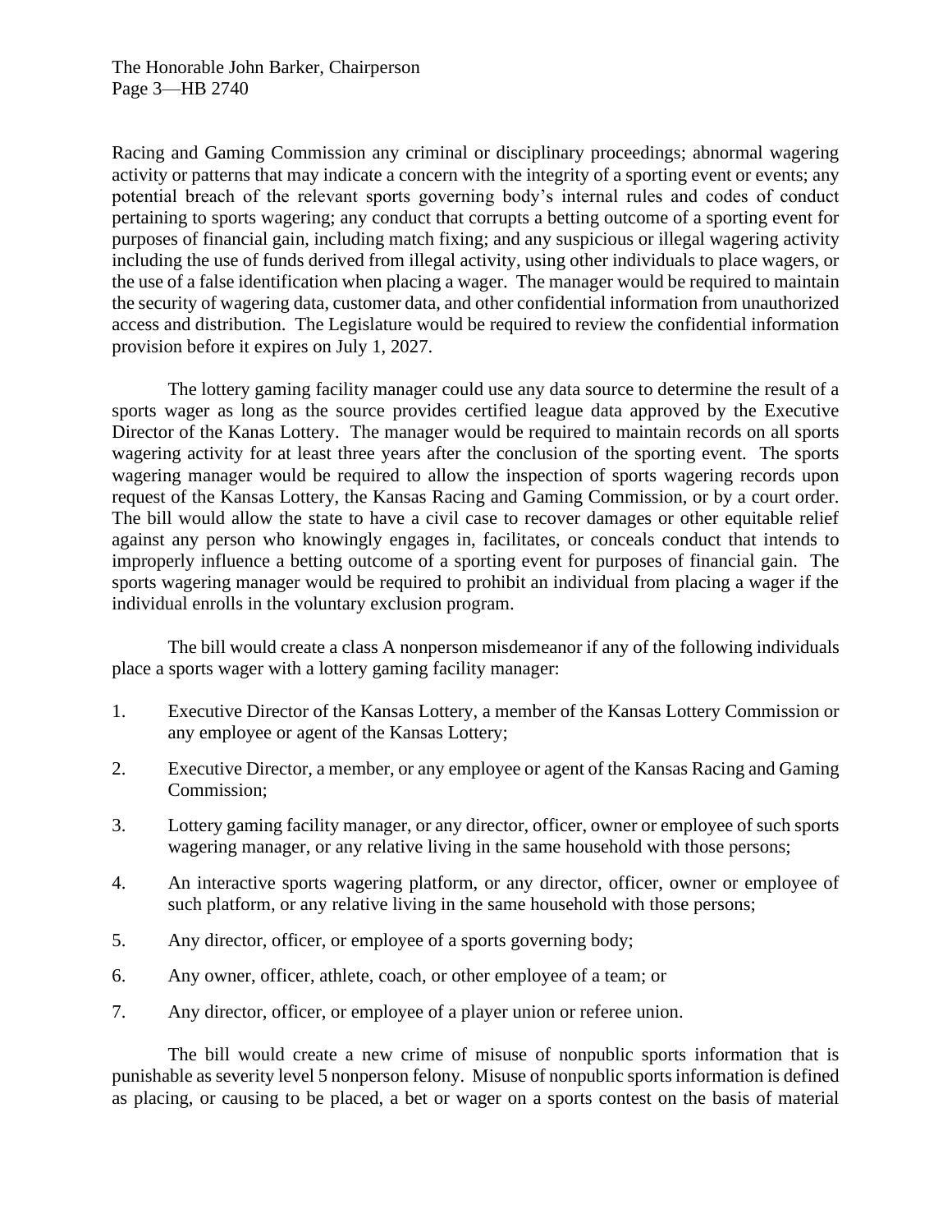Racing and Gaming Commission any criminal or disciplinary proceedings; abnormal wagering activity or patterns that may indicate a concern with the integrity of a sporting event or events; any potential breach of the relevant sports governing body's internal rules and codes of conduct pertaining to sports wagering; any conduct that corrupts a betting outcome of a sporting event for purposes of financial gain, including match fixing; and any suspicious or illegal wagering activity including the use of funds derived from illegal activity, using other individuals to place wagers, or the use of a false identification when placing a wager. The manager would be required to maintain the security of wagering data, customer data, and other confidential information from unauthorized access and distribution. The Legislature would be required to review the confidential information provision before it expires on July 1, 2027.

The lottery gaming facility manager could use any data source to determine the result of a sports wager as long as the source provides certified league data approved by the Executive Director of the Kanas Lottery. The manager would be required to maintain records on all sports wagering activity for at least three years after the conclusion of the sporting event. The sports wagering manager would be required to allow the inspection of sports wagering records upon request of the Kansas Lottery, the Kansas Racing and Gaming Commission, or by a court order. The bill would allow the state to have a civil case to recover damages or other equitable relief against any person who knowingly engages in, facilitates, or conceals conduct that intends to improperly influence a betting outcome of a sporting event for purposes of financial gain. The sports wagering manager would be required to prohibit an individual from placing a wager if the individual enrolls in the voluntary exclusion program.

The bill would create a class A nonperson misdemeanor if any of the following individuals place a sports wager with a lottery gaming facility manager:

1. Executive Director of the Kansas Lottery, a member of the Kansas Lottery Commission or any employee or agent of the Kansas Lottery;
2. Executive Director, a member, or any employee or agent of the Kansas Racing and Gaming Commission;
3. Lottery gaming facility manager, or any director, officer, owner or employee of such sports wagering manager, or any relative living in the same household with those persons;
4. An interactive sports wagering platform, or any director, officer, owner or employee of such platform, or any relative living in the same household with those persons;
5. Any director, officer, or employee of a sports governing body;
6. Any owner, officer, athlete, coach, or other employee of a team; or
7. Any director, officer, or employee of a player union or referee union.

The bill would create a new crime of misuse of nonpublic sports information that is punishable as severity level 5 nonperson felony. Misuse of nonpublic sports information is defined as placing, or causing to be placed, a bet or wager on a sports contest on the basis of material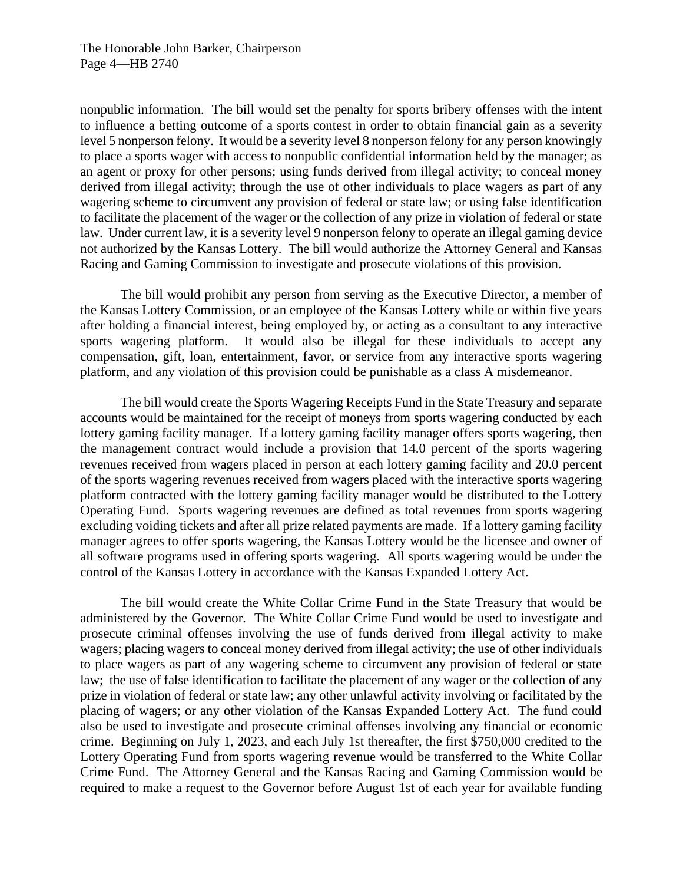nonpublic information. The bill would set the penalty for sports bribery offenses with the intent to influence a betting outcome of a sports contest in order to obtain financial gain as a severity level 5 nonperson felony. It would be a severity level 8 nonperson felony for any person knowingly to place a sports wager with access to nonpublic confidential information held by the manager; as an agent or proxy for other persons; using funds derived from illegal activity; to conceal money derived from illegal activity; through the use of other individuals to place wagers as part of any wagering scheme to circumvent any provision of federal or state law; or using false identification to facilitate the placement of the wager or the collection of any prize in violation of federal or state law. Under current law, it is a severity level 9 nonperson felony to operate an illegal gaming device not authorized by the Kansas Lottery. The bill would authorize the Attorney General and Kansas Racing and Gaming Commission to investigate and prosecute violations of this provision.

The bill would prohibit any person from serving as the Executive Director, a member of the Kansas Lottery Commission, or an employee of the Kansas Lottery while or within five years after holding a financial interest, being employed by, or acting as a consultant to any interactive sports wagering platform. It would also be illegal for these individuals to accept any compensation, gift, loan, entertainment, favor, or service from any interactive sports wagering platform, and any violation of this provision could be punishable as a class A misdemeanor.

The bill would create the Sports Wagering Receipts Fund in the State Treasury and separate accounts would be maintained for the receipt of moneys from sports wagering conducted by each lottery gaming facility manager. If a lottery gaming facility manager offers sports wagering, then the management contract would include a provision that 14.0 percent of the sports wagering revenues received from wagers placed in person at each lottery gaming facility and 20.0 percent of the sports wagering revenues received from wagers placed with the interactive sports wagering platform contracted with the lottery gaming facility manager would be distributed to the Lottery Operating Fund. Sports wagering revenues are defined as total revenues from sports wagering excluding voiding tickets and after all prize related payments are made. If a lottery gaming facility manager agrees to offer sports wagering, the Kansas Lottery would be the licensee and owner of all software programs used in offering sports wagering. All sports wagering would be under the control of the Kansas Lottery in accordance with the Kansas Expanded Lottery Act.

The bill would create the White Collar Crime Fund in the State Treasury that would be administered by the Governor. The White Collar Crime Fund would be used to investigate and prosecute criminal offenses involving the use of funds derived from illegal activity to make wagers; placing wagers to conceal money derived from illegal activity; the use of other individuals to place wagers as part of any wagering scheme to circumvent any provision of federal or state law; the use of false identification to facilitate the placement of any wager or the collection of any prize in violation of federal or state law; any other unlawful activity involving or facilitated by the placing of wagers; or any other violation of the Kansas Expanded Lottery Act. The fund could also be used to investigate and prosecute criminal offenses involving any financial or economic crime. Beginning on July 1, 2023, and each July 1st thereafter, the first $750,000 credited to the Lottery Operating Fund from sports wagering revenue would be transferred to the White Collar Crime Fund. The Attorney General and the Kansas Racing and Gaming Commission would be required to make a request to the Governor before August 1st of each year for available funding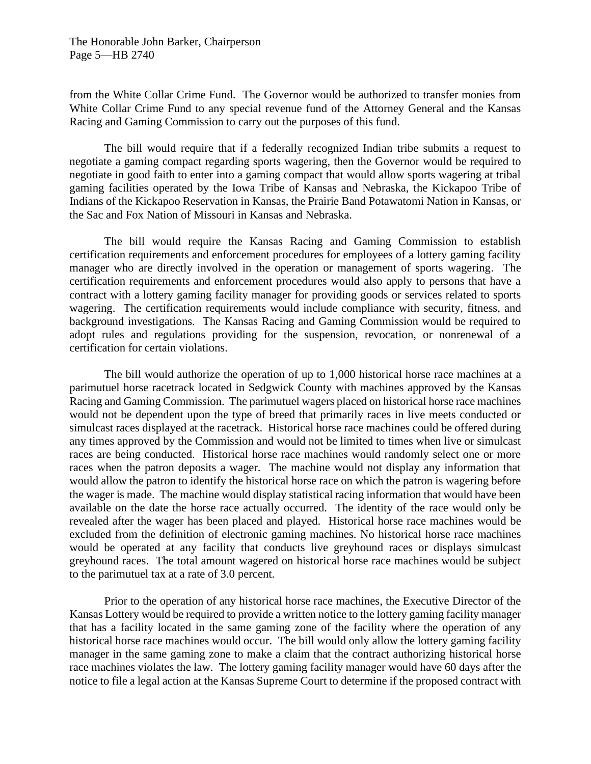from the White Collar Crime Fund. The Governor would be authorized to transfer monies from White Collar Crime Fund to any special revenue fund of the Attorney General and the Kansas Racing and Gaming Commission to carry out the purposes of this fund.

The bill would require that if a federally recognized Indian tribe submits a request to negotiate a gaming compact regarding sports wagering, then the Governor would be required to negotiate in good faith to enter into a gaming compact that would allow sports wagering at tribal gaming facilities operated by the Iowa Tribe of Kansas and Nebraska, the Kickapoo Tribe of Indians of the Kickapoo Reservation in Kansas, the Prairie Band Potawatomi Nation in Kansas, or the Sac and Fox Nation of Missouri in Kansas and Nebraska.

The bill would require the Kansas Racing and Gaming Commission to establish certification requirements and enforcement procedures for employees of a lottery gaming facility manager who are directly involved in the operation or management of sports wagering. The certification requirements and enforcement procedures would also apply to persons that have a contract with a lottery gaming facility manager for providing goods or services related to sports wagering. The certification requirements would include compliance with security, fitness, and background investigations. The Kansas Racing and Gaming Commission would be required to adopt rules and regulations providing for the suspension, revocation, or nonrenewal of a certification for certain violations.

The bill would authorize the operation of up to 1,000 historical horse race machines at a parimutuel horse racetrack located in Sedgwick County with machines approved by the Kansas Racing and Gaming Commission. The parimutuel wagers placed on historical horse race machines would not be dependent upon the type of breed that primarily races in live meets conducted or simulcast races displayed at the racetrack. Historical horse race machines could be offered during any times approved by the Commission and would not be limited to times when live or simulcast races are being conducted. Historical horse race machines would randomly select one or more races when the patron deposits a wager. The machine would not display any information that would allow the patron to identify the historical horse race on which the patron is wagering before the wager is made. The machine would display statistical racing information that would have been available on the date the horse race actually occurred. The identity of the race would only be revealed after the wager has been placed and played. Historical horse race machines would be excluded from the definition of electronic gaming machines. No historical horse race machines would be operated at any facility that conducts live greyhound races or displays simulcast greyhound races. The total amount wagered on historical horse race machines would be subject to the parimutuel tax at a rate of 3.0 percent.

Prior to the operation of any historical horse race machines, the Executive Director of the Kansas Lottery would be required to provide a written notice to the lottery gaming facility manager that has a facility located in the same gaming zone of the facility where the operation of any historical horse race machines would occur. The bill would only allow the lottery gaming facility manager in the same gaming zone to make a claim that the contract authorizing historical horse race machines violates the law. The lottery gaming facility manager would have 60 days after the notice to file a legal action at the Kansas Supreme Court to determine if the proposed contract with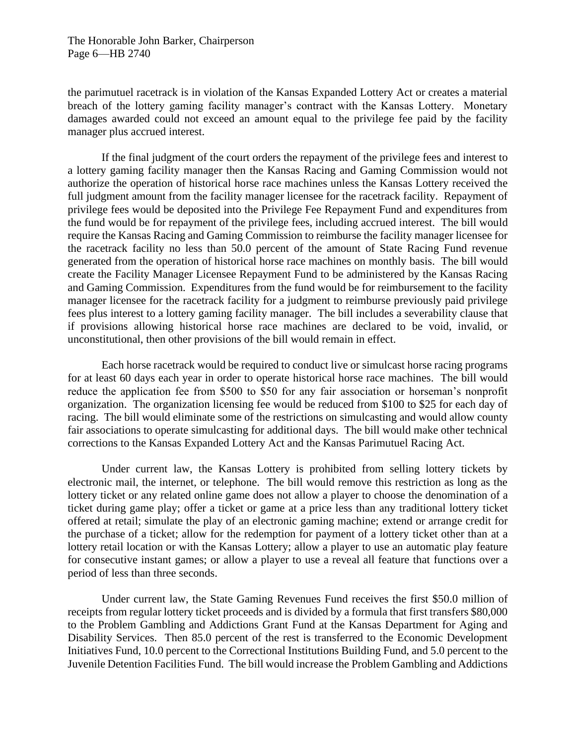the parimutuel racetrack is in violation of the Kansas Expanded Lottery Act or creates a material breach of the lottery gaming facility manager's contract with the Kansas Lottery. Monetary damages awarded could not exceed an amount equal to the privilege fee paid by the facility manager plus accrued interest.

If the final judgment of the court orders the repayment of the privilege fees and interest to a lottery gaming facility manager then the Kansas Racing and Gaming Commission would not authorize the operation of historical horse race machines unless the Kansas Lottery received the full judgment amount from the facility manager licensee for the racetrack facility. Repayment of privilege fees would be deposited into the Privilege Fee Repayment Fund and expenditures from the fund would be for repayment of the privilege fees, including accrued interest. The bill would require the Kansas Racing and Gaming Commission to reimburse the facility manager licensee for the racetrack facility no less than 50.0 percent of the amount of State Racing Fund revenue generated from the operation of historical horse race machines on monthly basis. The bill would create the Facility Manager Licensee Repayment Fund to be administered by the Kansas Racing and Gaming Commission. Expenditures from the fund would be for reimbursement to the facility manager licensee for the racetrack facility for a judgment to reimburse previously paid privilege fees plus interest to a lottery gaming facility manager. The bill includes a severability clause that if provisions allowing historical horse race machines are declared to be void, invalid, or unconstitutional, then other provisions of the bill would remain in effect.

Each horse racetrack would be required to conduct live or simulcast horse racing programs for at least 60 days each year in order to operate historical horse race machines. The bill would reduce the application fee from $500 to $50 for any fair association or horseman's nonprofit organization. The organization licensing fee would be reduced from $100 to $25 for each day of racing. The bill would eliminate some of the restrictions on simulcasting and would allow county fair associations to operate simulcasting for additional days. The bill would make other technical corrections to the Kansas Expanded Lottery Act and the Kansas Parimutuel Racing Act.

Under current law, the Kansas Lottery is prohibited from selling lottery tickets by electronic mail, the internet, or telephone. The bill would remove this restriction as long as the lottery ticket or any related online game does not allow a player to choose the denomination of a ticket during game play; offer a ticket or game at a price less than any traditional lottery ticket offered at retail; simulate the play of an electronic gaming machine; extend or arrange credit for the purchase of a ticket; allow for the redemption for payment of a lottery ticket other than at a lottery retail location or with the Kansas Lottery; allow a player to use an automatic play feature for consecutive instant games; or allow a player to use a reveal all feature that functions over a period of less than three seconds.

Under current law, the State Gaming Revenues Fund receives the first $50.0 million of receipts from regular lottery ticket proceeds and is divided by a formula that first transfers $80,000 to the Problem Gambling and Addictions Grant Fund at the Kansas Department for Aging and Disability Services. Then 85.0 percent of the rest is transferred to the Economic Development Initiatives Fund, 10.0 percent to the Correctional Institutions Building Fund, and 5.0 percent to the Juvenile Detention Facilities Fund. The bill would increase the Problem Gambling and Addictions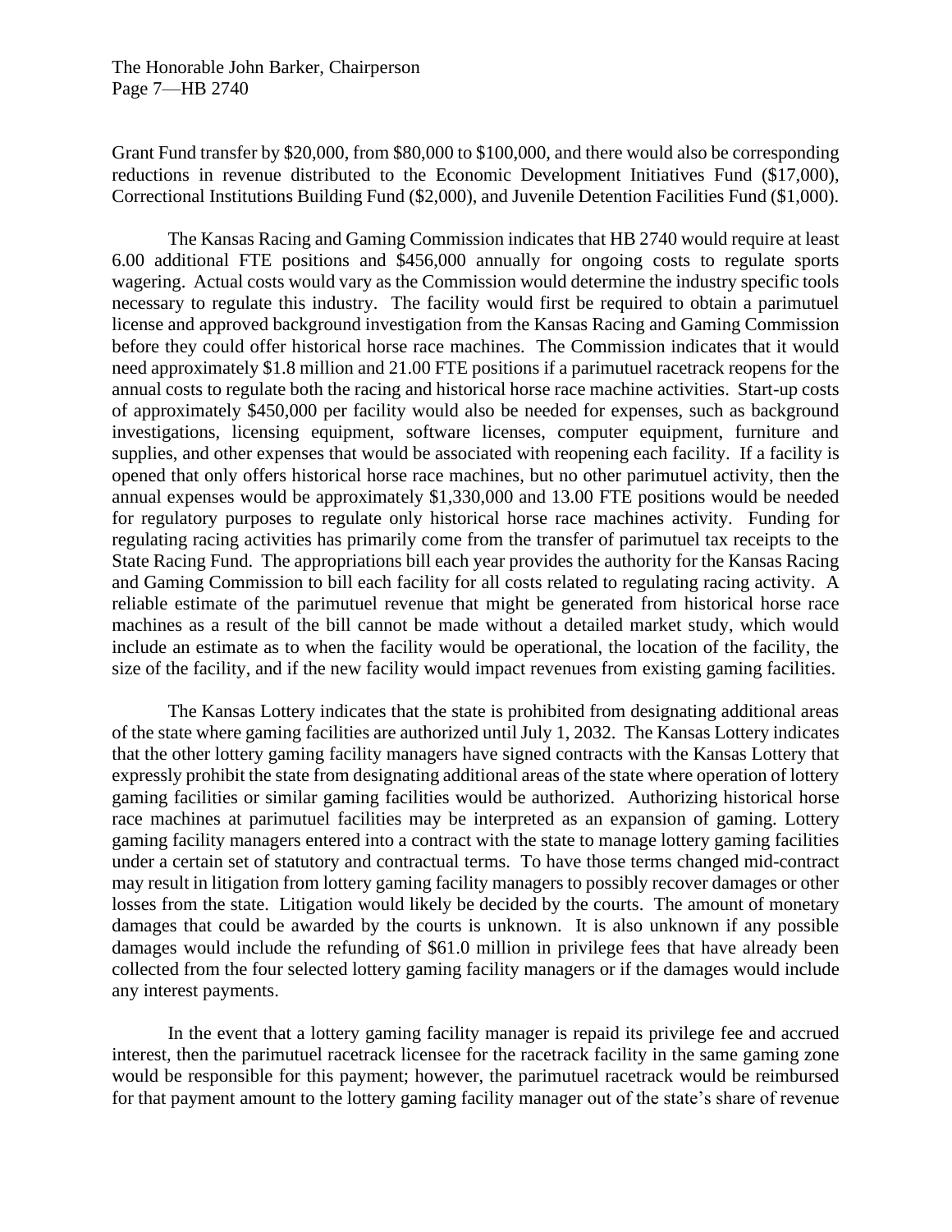Grant Fund transfer by $20,000, from $80,000 to $100,000, and there would also be corresponding reductions in revenue distributed to the Economic Development Initiatives Fund ($17,000), Correctional Institutions Building Fund ($2,000), and Juvenile Detention Facilities Fund ($1,000).

The Kansas Racing and Gaming Commission indicates that HB 2740 would require at least 6.00 additional FTE positions and $456,000 annually for ongoing costs to regulate sports wagering. Actual costs would vary as the Commission would determine the industry specific tools necessary to regulate this industry. The facility would first be required to obtain a parimutuel license and approved background investigation from the Kansas Racing and Gaming Commission before they could offer historical horse race machines. The Commission indicates that it would need approximately $1.8 million and 21.00 FTE positions if a parimutuel racetrack reopens for the annual costs to regulate both the racing and historical horse race machine activities. Start-up costs of approximately $450,000 per facility would also be needed for expenses, such as background investigations, licensing equipment, software licenses, computer equipment, furniture and supplies, and other expenses that would be associated with reopening each facility. If a facility is opened that only offers historical horse race machines, but no other parimutuel activity, then the annual expenses would be approximately $1,330,000 and 13.00 FTE positions would be needed for regulatory purposes to regulate only historical horse race machines activity. Funding for regulating racing activities has primarily come from the transfer of parimutuel tax receipts to the State Racing Fund. The appropriations bill each year provides the authority for the Kansas Racing and Gaming Commission to bill each facility for all costs related to regulating racing activity. A reliable estimate of the parimutuel revenue that might be generated from historical horse race machines as a result of the bill cannot be made without a detailed market study, which would include an estimate as to when the facility would be operational, the location of the facility, the size of the facility, and if the new facility would impact revenues from existing gaming facilities.

The Kansas Lottery indicates that the state is prohibited from designating additional areas of the state where gaming facilities are authorized until July 1, 2032. The Kansas Lottery indicates that the other lottery gaming facility managers have signed contracts with the Kansas Lottery that expressly prohibit the state from designating additional areas of the state where operation of lottery gaming facilities or similar gaming facilities would be authorized. Authorizing historical horse race machines at parimutuel facilities may be interpreted as an expansion of gaming. Lottery gaming facility managers entered into a contract with the state to manage lottery gaming facilities under a certain set of statutory and contractual terms. To have those terms changed mid-contract may result in litigation from lottery gaming facility managers to possibly recover damages or other losses from the state. Litigation would likely be decided by the courts. The amount of monetary damages that could be awarded by the courts is unknown. It is also unknown if any possible damages would include the refunding of $61.0 million in privilege fees that have already been collected from the four selected lottery gaming facility managers or if the damages would include any interest payments.

In the event that a lottery gaming facility manager is repaid its privilege fee and accrued interest, then the parimutuel racetrack licensee for the racetrack facility in the same gaming zone would be responsible for this payment; however, the parimutuel racetrack would be reimbursed for that payment amount to the lottery gaming facility manager out of the state's share of revenue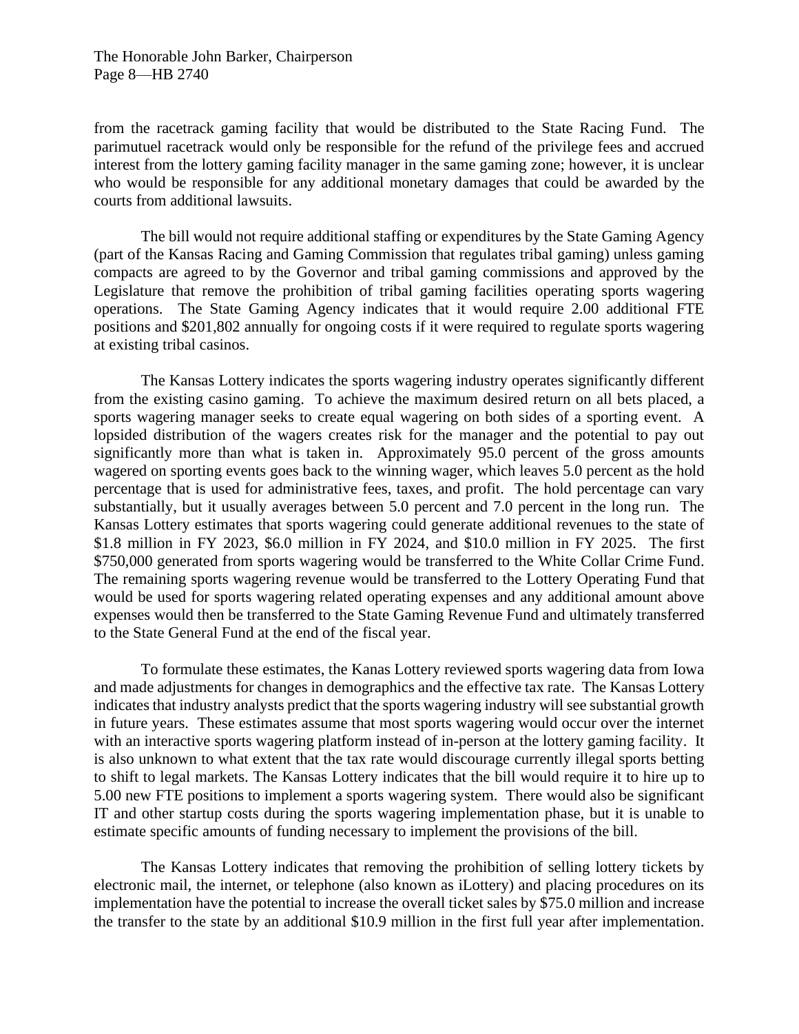from the racetrack gaming facility that would be distributed to the State Racing Fund. The parimutuel racetrack would only be responsible for the refund of the privilege fees and accrued interest from the lottery gaming facility manager in the same gaming zone; however, it is unclear who would be responsible for any additional monetary damages that could be awarded by the courts from additional lawsuits.

The bill would not require additional staffing or expenditures by the State Gaming Agency (part of the Kansas Racing and Gaming Commission that regulates tribal gaming) unless gaming compacts are agreed to by the Governor and tribal gaming commissions and approved by the Legislature that remove the prohibition of tribal gaming facilities operating sports wagering operations. The State Gaming Agency indicates that it would require 2.00 additional FTE positions and $201,802 annually for ongoing costs if it were required to regulate sports wagering at existing tribal casinos.

The Kansas Lottery indicates the sports wagering industry operates significantly different from the existing casino gaming. To achieve the maximum desired return on all bets placed, a sports wagering manager seeks to create equal wagering on both sides of a sporting event. A lopsided distribution of the wagers creates risk for the manager and the potential to pay out significantly more than what is taken in. Approximately 95.0 percent of the gross amounts wagered on sporting events goes back to the winning wager, which leaves 5.0 percent as the hold percentage that is used for administrative fees, taxes, and profit. The hold percentage can vary substantially, but it usually averages between 5.0 percent and 7.0 percent in the long run. The Kansas Lottery estimates that sports wagering could generate additional revenues to the state of $1.8 million in FY 2023, $6.0 million in FY 2024, and $10.0 million in FY 2025. The first $750,000 generated from sports wagering would be transferred to the White Collar Crime Fund. The remaining sports wagering revenue would be transferred to the Lottery Operating Fund that would be used for sports wagering related operating expenses and any additional amount above expenses would then be transferred to the State Gaming Revenue Fund and ultimately transferred to the State General Fund at the end of the fiscal year.

To formulate these estimates, the Kanas Lottery reviewed sports wagering data from Iowa and made adjustments for changes in demographics and the effective tax rate. The Kansas Lottery indicates that industry analysts predict that the sports wagering industry will see substantial growth in future years. These estimates assume that most sports wagering would occur over the internet with an interactive sports wagering platform instead of in-person at the lottery gaming facility. It is also unknown to what extent that the tax rate would discourage currently illegal sports betting to shift to legal markets. The Kansas Lottery indicates that the bill would require it to hire up to 5.00 new FTE positions to implement a sports wagering system. There would also be significant IT and other startup costs during the sports wagering implementation phase, but it is unable to estimate specific amounts of funding necessary to implement the provisions of the bill.

The Kansas Lottery indicates that removing the prohibition of selling lottery tickets by electronic mail, the internet, or telephone (also known as iLottery) and placing procedures on its implementation have the potential to increase the overall ticket sales by $75.0 million and increase the transfer to the state by an additional $10.9 million in the first full year after implementation.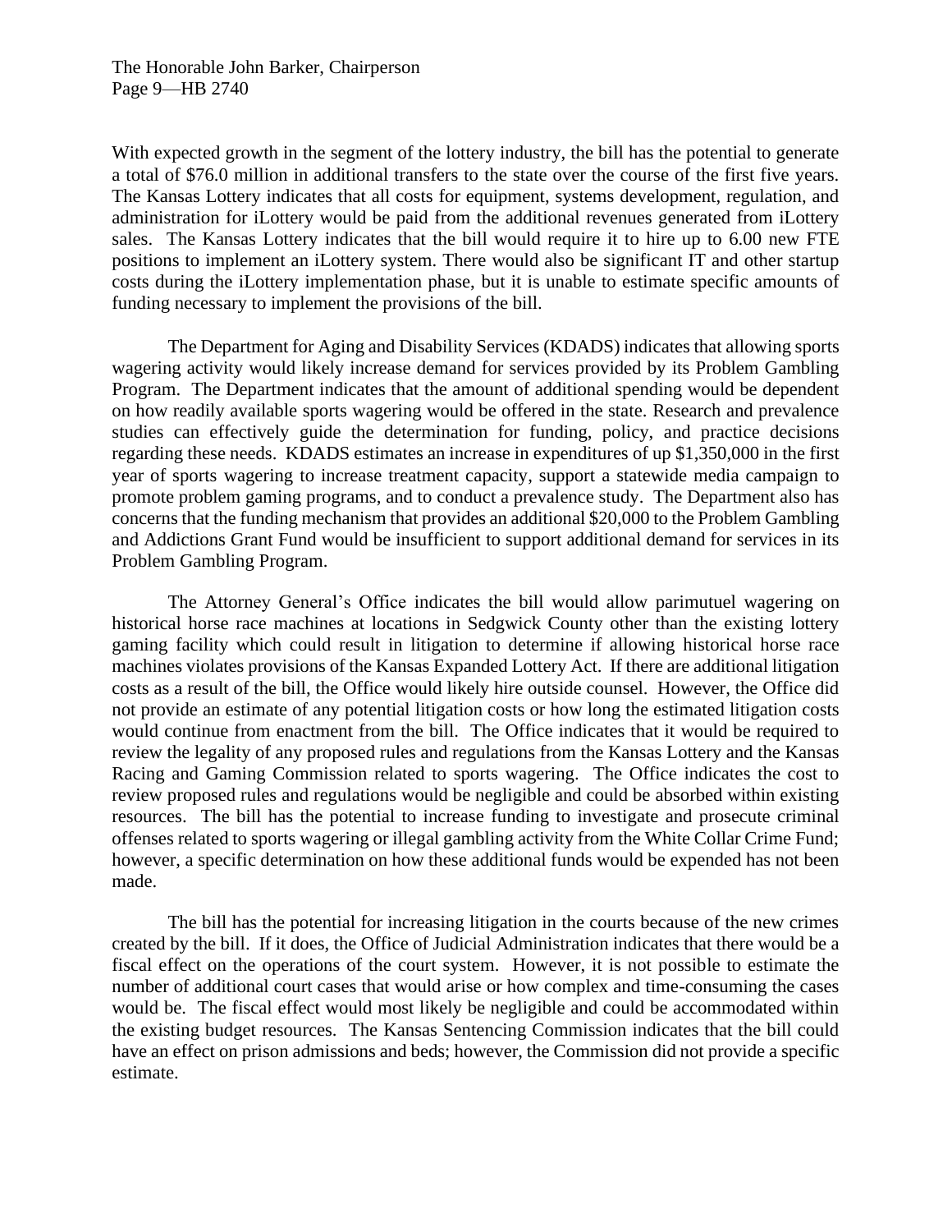With expected growth in the segment of the lottery industry, the bill has the potential to generate a total of $76.0 million in additional transfers to the state over the course of the first five years. The Kansas Lottery indicates that all costs for equipment, systems development, regulation, and administration for iLottery would be paid from the additional revenues generated from iLottery sales. The Kansas Lottery indicates that the bill would require it to hire up to 6.00 new FTE positions to implement an iLottery system. There would also be significant IT and other startup costs during the iLottery implementation phase, but it is unable to estimate specific amounts of funding necessary to implement the provisions of the bill.

The Department for Aging and Disability Services (KDADS) indicates that allowing sports wagering activity would likely increase demand for services provided by its Problem Gambling Program. The Department indicates that the amount of additional spending would be dependent on how readily available sports wagering would be offered in the state. Research and prevalence studies can effectively guide the determination for funding, policy, and practice decisions regarding these needs. KDADS estimates an increase in expenditures of up $1,350,000 in the first year of sports wagering to increase treatment capacity, support a statewide media campaign to promote problem gaming programs, and to conduct a prevalence study. The Department also has concerns that the funding mechanism that provides an additional $20,000 to the Problem Gambling and Addictions Grant Fund would be insufficient to support additional demand for services in its Problem Gambling Program.

The Attorney General's Office indicates the bill would allow parimutuel wagering on historical horse race machines at locations in Sedgwick County other than the existing lottery gaming facility which could result in litigation to determine if allowing historical horse race machines violates provisions of the Kansas Expanded Lottery Act. If there are additional litigation costs as a result of the bill, the Office would likely hire outside counsel. However, the Office did not provide an estimate of any potential litigation costs or how long the estimated litigation costs would continue from enactment from the bill. The Office indicates that it would be required to review the legality of any proposed rules and regulations from the Kansas Lottery and the Kansas Racing and Gaming Commission related to sports wagering. The Office indicates the cost to review proposed rules and regulations would be negligible and could be absorbed within existing resources. The bill has the potential to increase funding to investigate and prosecute criminal offenses related to sports wagering or illegal gambling activity from the White Collar Crime Fund; however, a specific determination on how these additional funds would be expended has not been made.

The bill has the potential for increasing litigation in the courts because of the new crimes created by the bill. If it does, the Office of Judicial Administration indicates that there would be a fiscal effect on the operations of the court system. However, it is not possible to estimate the number of additional court cases that would arise or how complex and time-consuming the cases would be. The fiscal effect would most likely be negligible and could be accommodated within the existing budget resources. The Kansas Sentencing Commission indicates that the bill could have an effect on prison admissions and beds; however, the Commission did not provide a specific estimate.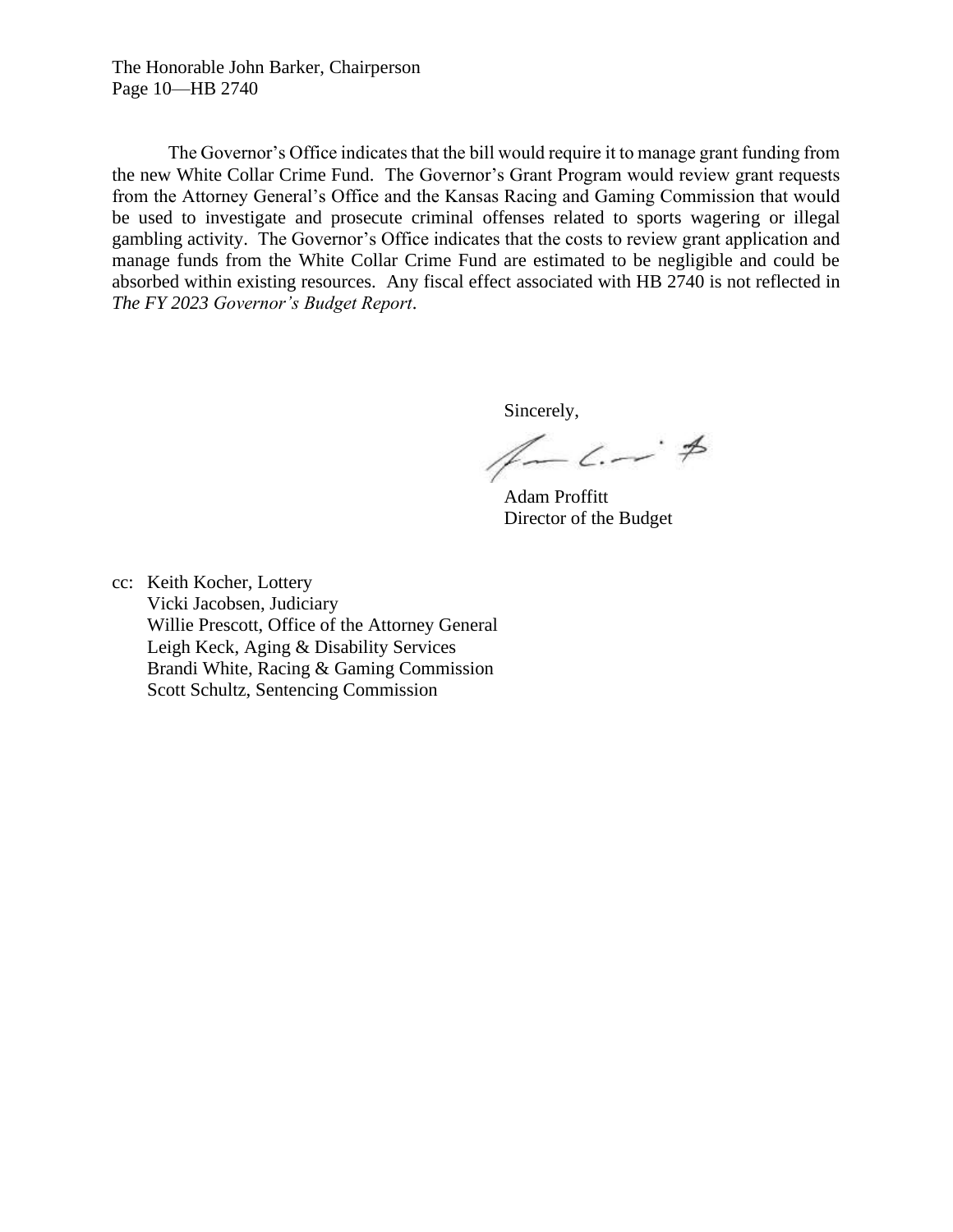The Governor's Office indicates that the bill would require it to manage grant funding from the new White Collar Crime Fund. The Governor's Grant Program would review grant requests from the Attorney General's Office and the Kansas Racing and Gaming Commission that would be used to investigate and prosecute criminal offenses related to sports wagering or illegal gambling activity. The Governor's Office indicates that the costs to review grant application and manage funds from the White Collar Crime Fund are estimated to be negligible and could be absorbed within existing resources. Any fiscal effect associated with HB 2740 is not reflected in *The FY 2023 Governor's Budget Report*.

Sincerely,

Adam Proffitt
Director of the Budget

cc: Keith Kocher, Lottery
Vicki Jacobsen, Judiciary
Willie Prescott, Office of the Attorney General
Leigh Keck, Aging & Disability Services
Brandi White, Racing & Gaming Commission
Scott Schultz, Sentencing Commission